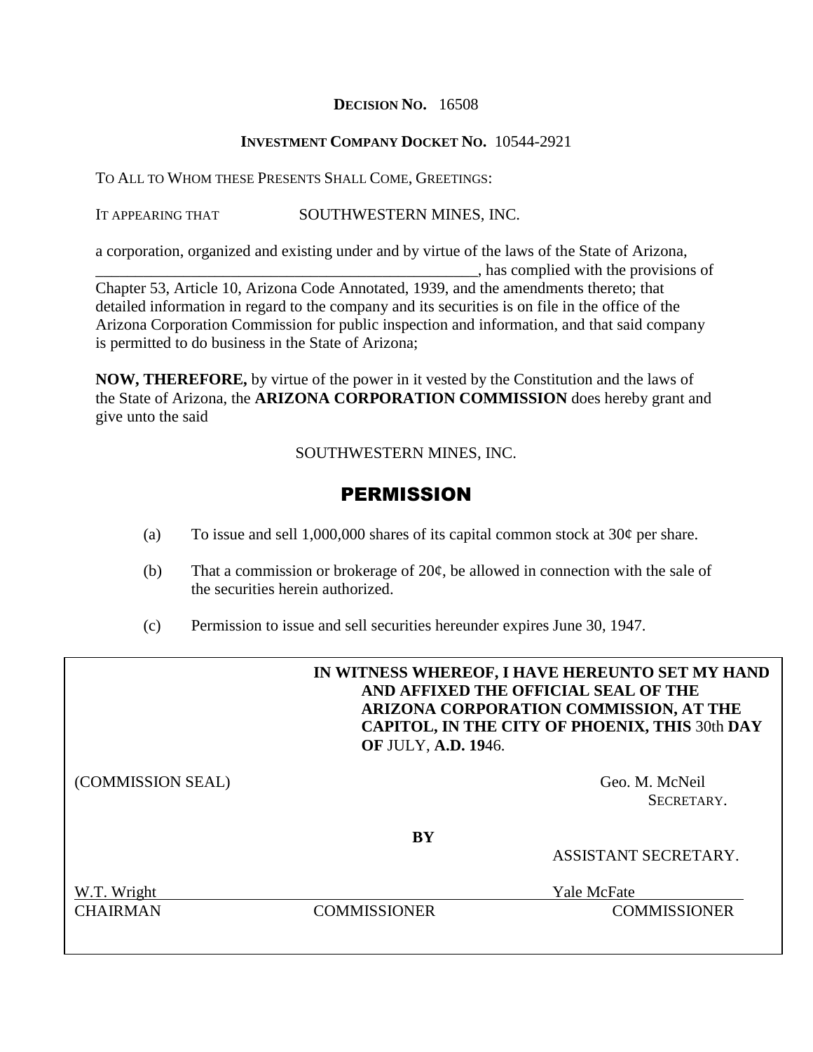**DECISION NO.** 16508

**INVESTMENT COMPANY DOCKET NO.** 10544-2921

TO ALL TO WHOM THESE PRESENTS SHALL COME, GREETINGS:

IT APPEARING THAT SOUTHWESTERN MINES, INC.

a corporation, organized and existing under and by virtue of the laws of the State of Arizona, ________________________________________________, has complied with the provisions of Chapter 53, Article 10, Arizona Code Annotated, 1939, and the amendments thereto; that detailed information in regard to the company and its securities is on file in the office of the Arizona Corporation Commission for public inspection and information, and that said company is permitted to do business in the State of Arizona;

**NOW, THEREFORE,** by virtue of the power in it vested by the Constitution and the laws of the State of Arizona, the **ARIZONA CORPORATION COMMISSION** does hereby grant and give unto the said

SOUTHWESTERN MINES, INC.

# PERMISSION

(a) To issue and sell 1,000,000 shares of its capital common stock at 30¢ per share.

(b) That a commission or brokerage of 20¢, be allowed in connection with the sale of the securities herein authorized.

(c) Permission to issue and sell securities hereunder expires June 30, 1947.

**IN WITNESS WHEREOF, I HAVE HEREUNTO SET MY HAND AND AFFIXED THE OFFICIAL SEAL OF THE ARIZONA CORPORATION COMMISSION, AT THE CAPITOL, IN THE CITY OF PHOENIX, THIS** 30th **DAY OF** JULY, **A.D. 19**46.

(COMMISSION SEAL)

Geo. M. McNeil
SECRETARY.

**BY**

ASSISTANT SECRETARY.

W.T. Wright
CHAIRMAN

COMMISSIONER

Yale McFate
COMMISSIONER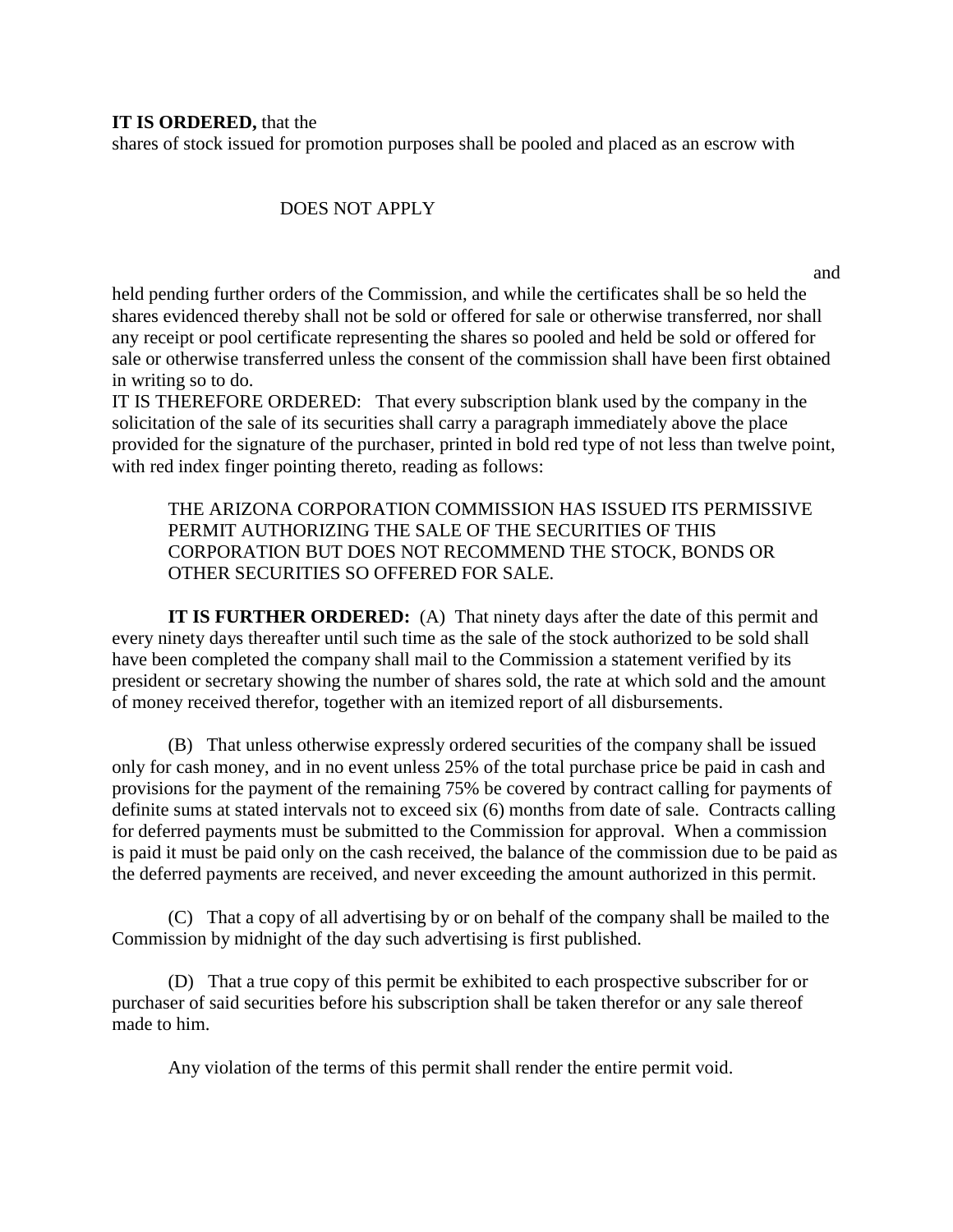**IT IS ORDERED,** that the
shares of stock issued for promotion purposes shall be pooled and placed as an escrow with

DOES NOT APPLY

and held pending further orders of the Commission, and while the certificates shall be so held the shares evidenced thereby shall not be sold or offered for sale or otherwise transferred, nor shall any receipt or pool certificate representing the shares so pooled and held be sold or offered for sale or otherwise transferred unless the consent of the commission shall have been first obtained in writing so to do.

IT IS THEREFORE ORDERED: That every subscription blank used by the company in the solicitation of the sale of its securities shall carry a paragraph immediately above the place provided for the signature of the purchaser, printed in bold red type of not less than twelve point, with red index finger pointing thereto, reading as follows:

> THE ARIZONA CORPORATION COMMISSION HAS ISSUED ITS PERMISSIVE PERMIT AUTHORIZING THE SALE OF THE SECURITIES OF THIS CORPORATION BUT DOES NOT RECOMMEND THE STOCK, BONDS OR OTHER SECURITIES SO OFFERED FOR SALE.

**IT IS FURTHER ORDERED:** (A) That ninety days after the date of this permit and every ninety days thereafter until such time as the sale of the stock authorized to be sold shall have been completed the company shall mail to the Commission a statement verified by its president or secretary showing the number of shares sold, the rate at which sold and the amount of money received therefor, together with an itemized report of all disbursements.

(B) That unless otherwise expressly ordered securities of the company shall be issued only for cash money, and in no event unless 25% of the total purchase price be paid in cash and provisions for the payment of the remaining 75% be covered by contract calling for payments of definite sums at stated intervals not to exceed six (6) months from date of sale. Contracts calling for deferred payments must be submitted to the Commission for approval. When a commission is paid it must be paid only on the cash received, the balance of the commission due to be paid as the deferred payments are received, and never exceeding the amount authorized in this permit.

(C) That a copy of all advertising by or on behalf of the company shall be mailed to the Commission by midnight of the day such advertising is first published.

(D) That a true copy of this permit be exhibited to each prospective subscriber for or purchaser of said securities before his subscription shall be taken therefor or any sale thereof made to him.

Any violation of the terms of this permit shall render the entire permit void.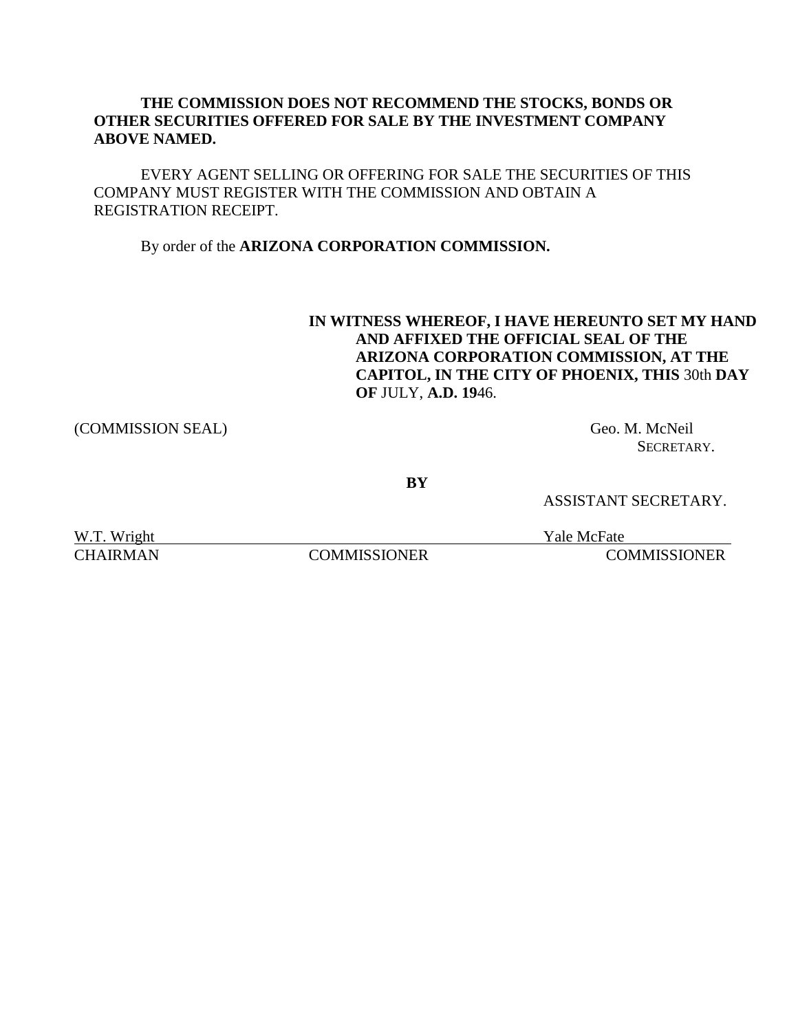**THE COMMISSION DOES NOT RECOMMEND THE STOCKS, BONDS OR OTHER SECURITIES OFFERED FOR SALE BY THE INVESTMENT COMPANY ABOVE NAMED.**

EVERY AGENT SELLING OR OFFERING FOR SALE THE SECURITIES OF THIS COMPANY MUST REGISTER WITH THE COMMISSION AND OBTAIN A REGISTRATION RECEIPT.

By order of the **ARIZONA CORPORATION COMMISSION.**

**IN WITNESS WHEREOF, I HAVE HEREUNTO SET MY HAND AND AFFIXED THE OFFICIAL SEAL OF THE ARIZONA CORPORATION COMMISSION, AT THE CAPITOL, IN THE CITY OF PHOENIX, THIS** 30th **DAY OF** JULY, **A.D. 19**46.

(COMMISSION SEAL)

Geo. M. McNeil
SECRETARY.

**BY**

ASSISTANT SECRETARY.

| | | |
|---|---|---|
| W.T. Wright | | Yale McFate |
| CHAIRMAN | COMMISSIONER | COMMISSIONER |